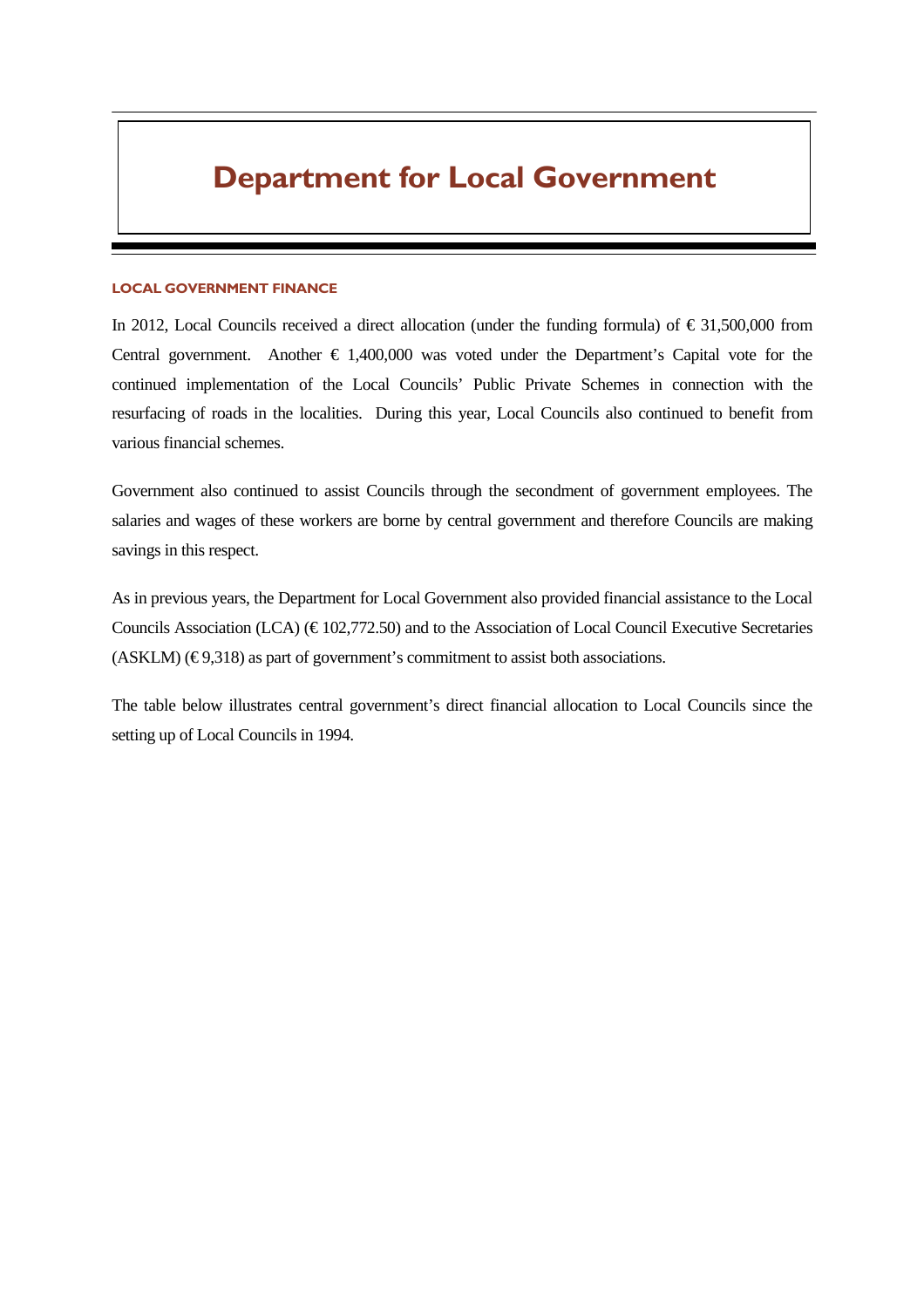# Department for Local Government

## LOCAL GOVERNMENT FINANCE

In 2012, Local Councils received a direct allocation (under the funding formula) of € 31,500,000 from Central government. Another € 1,400,000 was voted under the Department's Capital vote for the continued implementation of the Local Councils' Public Private Schemes in connection with the resurfacing of roads in the localities. During this year, Local Councils also continued to benefit from various financial schemes.

Government also continued to assist Councils through the secondment of government employees. The salaries and wages of these workers are borne by central government and therefore Councils are making savings in this respect.

As in previous years, the Department for Local Government also provided financial assistance to the Local Councils Association (LCA) (€ 102,772.50) and to the Association of Local Council Executive Secretaries (ASKLM) (€ 9,318) as part of government's commitment to assist both associations.

The table below illustrates central government's direct financial allocation to Local Councils since the setting up of Local Councils in 1994.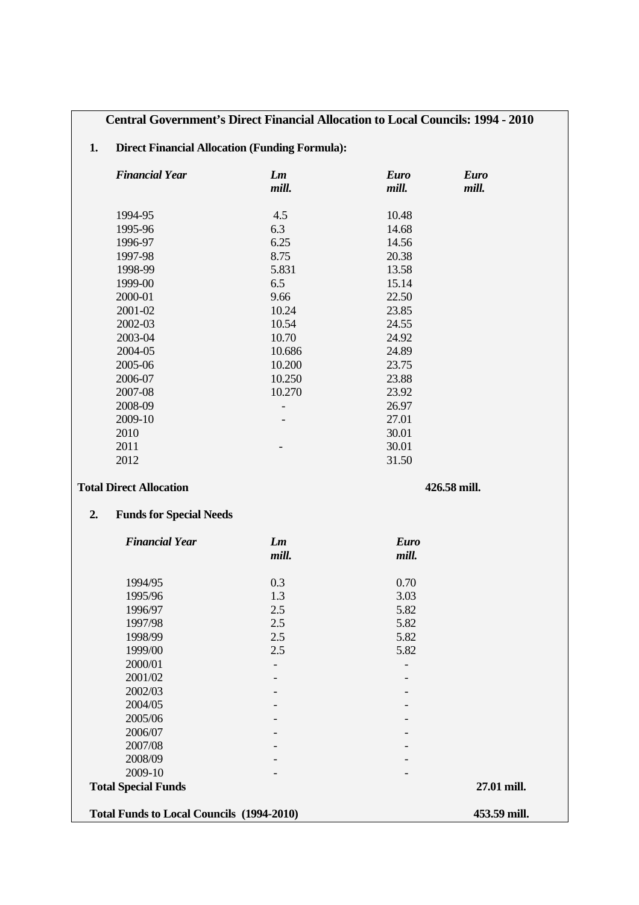**Central Government's Direct Financial Allocation to Local Councils: 1994 - 2010**

**1. Direct Financial Allocation (Funding Formula):**

| *Financial Year* | *Lm mill.* | *Euro mill.* | *Euro mill.* |
|---|---|---|---|
| 1994-95 | 4.5 | 10.48 | |
| 1995-96 | 6.3 | 14.68 | |
| 1996-97 | 6.25 | 14.56 | |
| 1997-98 | 8.75 | 20.38 | |
| 1998-99 | 5.831 | 13.58 | |
| 1999-00 | 6.5 | 15.14 | |
| 2000-01 | 9.66 | 22.50 | |
| 2001-02 | 10.24 | 23.85 | |
| 2002-03 | 10.54 | 24.55 | |
| 2003-04 | 10.70 | 24.92 | |
| 2004-05 | 10.686 | 24.89 | |
| 2005-06 | 10.200 | 23.75 | |
| 2006-07 | 10.250 | 23.88 | |
| 2007-08 | 10.270 | 23.92 | |
| 2008-09 | - | 26.97 | |
| 2009-10 | - | 27.01 | |
| 2010 | | 30.01 | |
| 2011 | - | 30.01 | |
| 2012 | | 31.50 | |

**Total Direct Allocation** **426.58 mill.**

**2. Funds for Special Needs**

| *Financial Year* | *Lm mill.* | *Euro mill.* |
|---|---|---|
| 1994/95 | 0.3 | 0.70 |
| 1995/96 | 1.3 | 3.03 |
| 1996/97 | 2.5 | 5.82 |
| 1997/98 | 2.5 | 5.82 |
| 1998/99 | 2.5 | 5.82 |
| 1999/00 | 2.5 | 5.82 |
| 2000/01 | - | - |
| 2001/02 | - | - |
| 2002/03 | - | - |
| 2004/05 | - | - |
| 2005/06 | - | - |
| 2006/07 | - | - |
| 2007/08 | - | - |
| 2008/09 | - | - |
| 2009-10 | - | - |

**Total Special Funds** **27.01 mill.**

**Total Funds to Local Councils (1994-2010)** **453.59 mill.**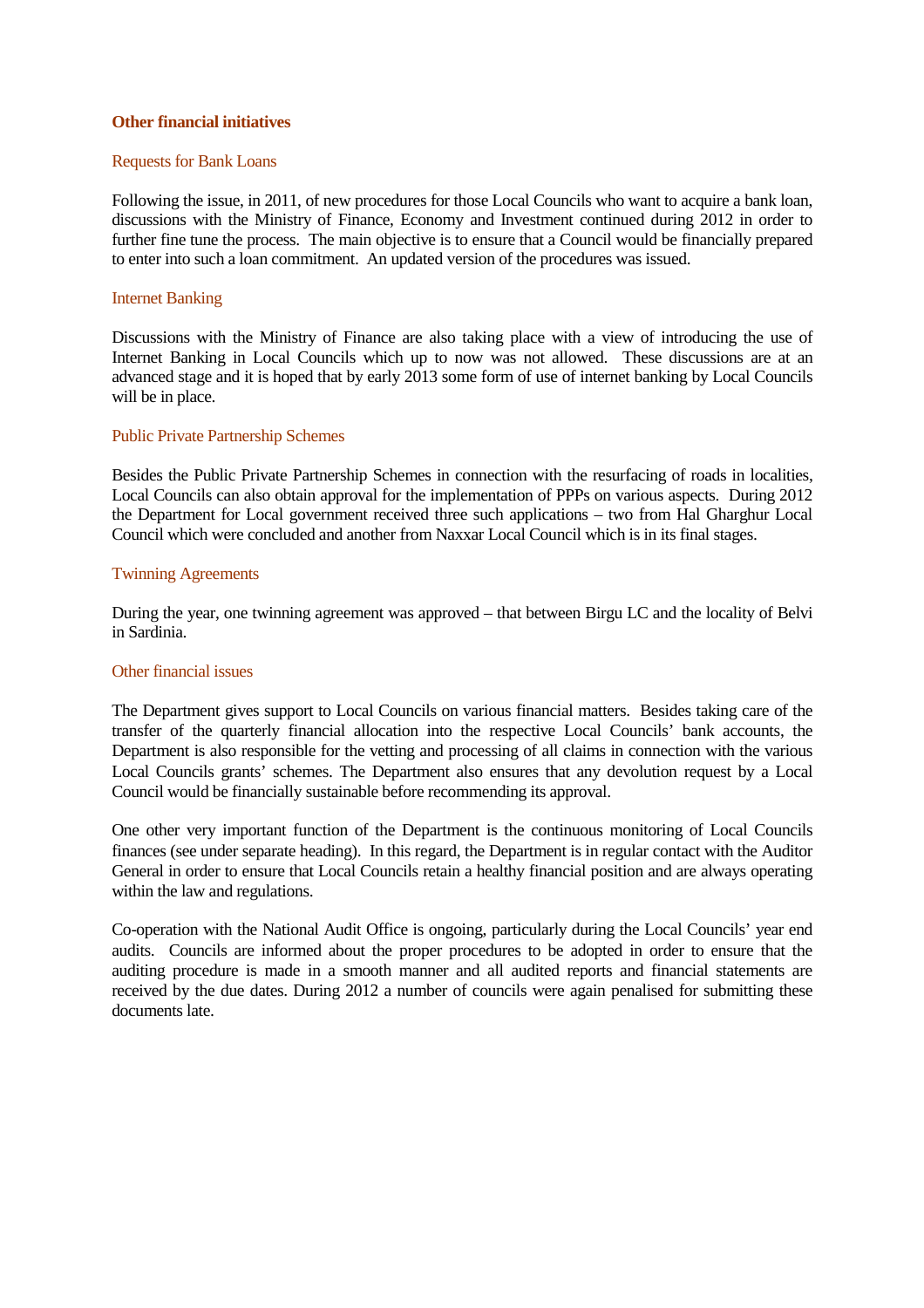## Other financial initiatives

### Requests for Bank Loans

Following the issue, in 2011, of new procedures for those Local Councils who want to acquire a bank loan, discussions with the Ministry of Finance, Economy and Investment continued during 2012 in order to further fine tune the process. The main objective is to ensure that a Council would be financially prepared to enter into such a loan commitment. An updated version of the procedures was issued.

### Internet Banking

Discussions with the Ministry of Finance are also taking place with a view of introducing the use of Internet Banking in Local Councils which up to now was not allowed. These discussions are at an advanced stage and it is hoped that by early 2013 some form of use of internet banking by Local Councils will be in place.

### Public Private Partnership Schemes

Besides the Public Private Partnership Schemes in connection with the resurfacing of roads in localities, Local Councils can also obtain approval for the implementation of PPPs on various aspects. During 2012 the Department for Local government received three such applications – two from Hal Gharghur Local Council which were concluded and another from Naxxar Local Council which is in its final stages.

### Twinning Agreements

During the year, one twinning agreement was approved – that between Birgu LC and the locality of Belvi in Sardinia.

### Other financial issues

The Department gives support to Local Councils on various financial matters. Besides taking care of the transfer of the quarterly financial allocation into the respective Local Councils' bank accounts, the Department is also responsible for the vetting and processing of all claims in connection with the various Local Councils grants' schemes. The Department also ensures that any devolution request by a Local Council would be financially sustainable before recommending its approval.

One other very important function of the Department is the continuous monitoring of Local Councils finances (see under separate heading). In this regard, the Department is in regular contact with the Auditor General in order to ensure that Local Councils retain a healthy financial position and are always operating within the law and regulations.

Co-operation with the National Audit Office is ongoing, particularly during the Local Councils' year end audits. Councils are informed about the proper procedures to be adopted in order to ensure that the auditing procedure is made in a smooth manner and all audited reports and financial statements are received by the due dates. During 2012 a number of councils were again penalised for submitting these documents late.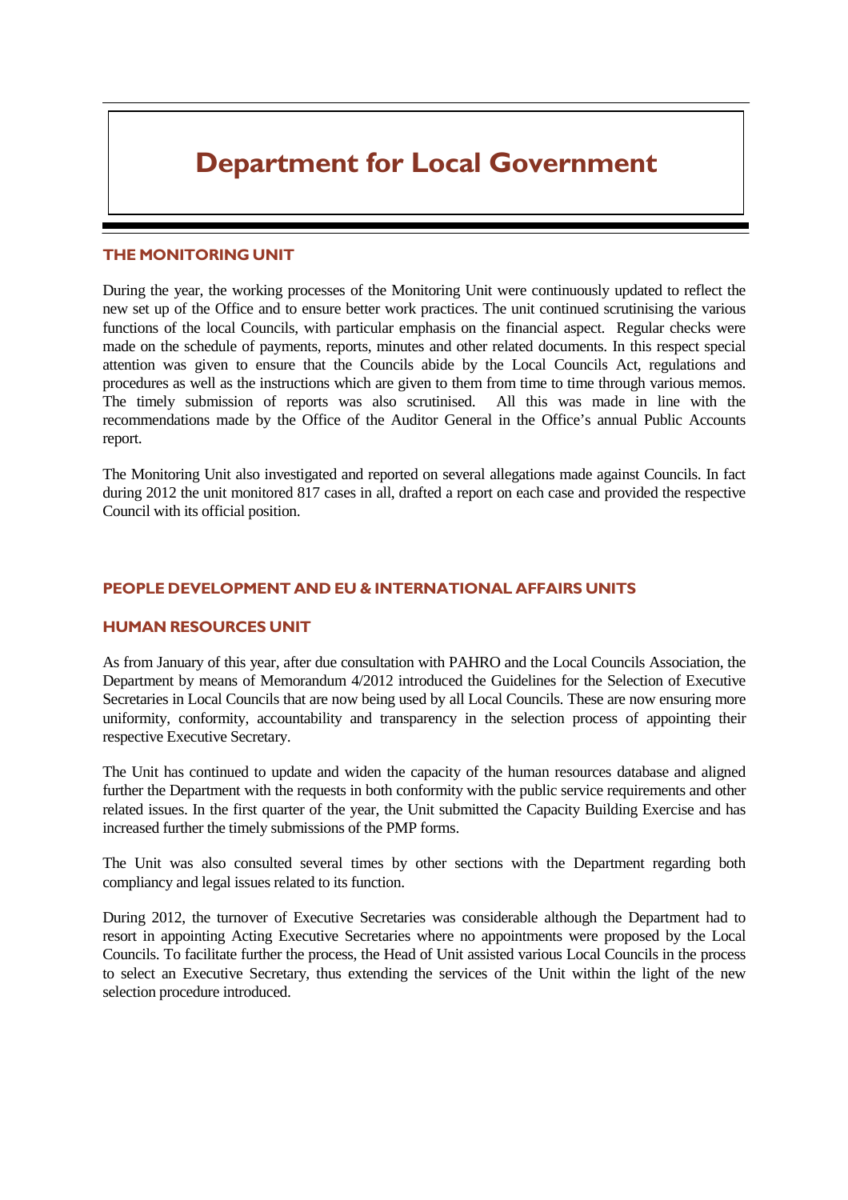# Department for Local Government

## THE MONITORING UNIT

During the year, the working processes of the Monitoring Unit were continuously updated to reflect the new set up of the Office and to ensure better work practices. The unit continued scrutinising the various functions of the local Councils, with particular emphasis on the financial aspect. Regular checks were made on the schedule of payments, reports, minutes and other related documents. In this respect special attention was given to ensure that the Councils abide by the Local Councils Act, regulations and procedures as well as the instructions which are given to them from time to time through various memos. The timely submission of reports was also scrutinised. All this was made in line with the recommendations made by the Office of the Auditor General in the Office's annual Public Accounts report.

The Monitoring Unit also investigated and reported on several allegations made against Councils. In fact during 2012 the unit monitored 817 cases in all, drafted a report on each case and provided the respective Council with its official position.

## PEOPLE DEVELOPMENT AND EU & INTERNATIONAL AFFAIRS UNITS

## HUMAN RESOURCES UNIT

As from January of this year, after due consultation with PAHRO and the Local Councils Association, the Department by means of Memorandum 4/2012 introduced the Guidelines for the Selection of Executive Secretaries in Local Councils that are now being used by all Local Councils. These are now ensuring more uniformity, conformity, accountability and transparency in the selection process of appointing their respective Executive Secretary.

The Unit has continued to update and widen the capacity of the human resources database and aligned further the Department with the requests in both conformity with the public service requirements and other related issues. In the first quarter of the year, the Unit submitted the Capacity Building Exercise and has increased further the timely submissions of the PMP forms.

The Unit was also consulted several times by other sections with the Department regarding both compliancy and legal issues related to its function.

During 2012, the turnover of Executive Secretaries was considerable although the Department had to resort in appointing Acting Executive Secretaries where no appointments were proposed by the Local Councils. To facilitate further the process, the Head of Unit assisted various Local Councils in the process to select an Executive Secretary, thus extending the services of the Unit within the light of the new selection procedure introduced.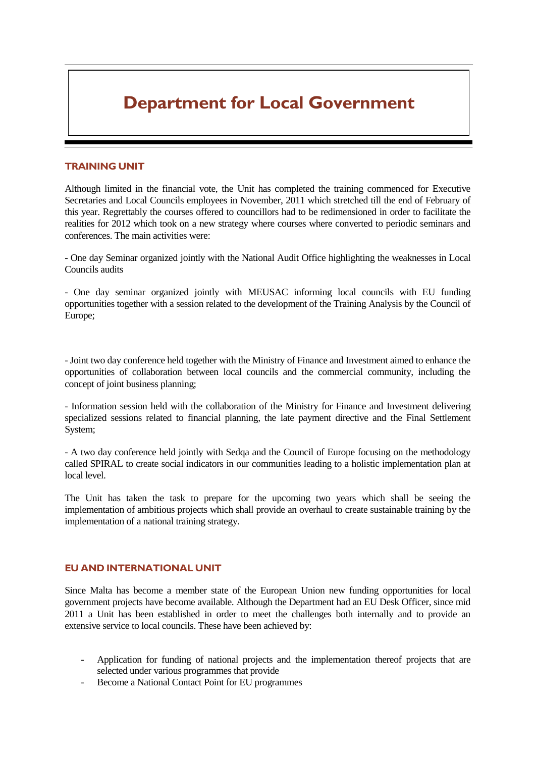# Department for Local Government

## TRAINING UNIT

Although limited in the financial vote, the Unit has completed the training commenced for Executive Secretaries and Local Councils employees in November, 2011 which stretched till the end of February of this year. Regrettably the courses offered to councillors had to be redimensioned in order to facilitate the realities for 2012 which took on a new strategy where courses where converted to periodic seminars and conferences. The main activities were:

- One day Seminar organized jointly with the National Audit Office highlighting the weaknesses in Local Councils audits

- One day seminar organized jointly with MEUSAC informing local councils with EU funding opportunities together with a session related to the development of the Training Analysis by the Council of Europe;

- Joint two day conference held together with the Ministry of Finance and Investment aimed to enhance the opportunities of collaboration between local councils and the commercial community, including the concept of joint business planning;

- Information session held with the collaboration of the Ministry for Finance and Investment delivering specialized sessions related to financial planning, the late payment directive and the Final Settlement System;

- A two day conference held jointly with Sedqa and the Council of Europe focusing on the methodology called SPIRAL to create social indicators in our communities leading to a holistic implementation plan at local level.

The Unit has taken the task to prepare for the upcoming two years which shall be seeing the implementation of ambitious projects which shall provide an overhaul to create sustainable training by the implementation of a national training strategy.

## EU AND INTERNATIONAL UNIT

Since Malta has become a member state of the European Union new funding opportunities for local government projects have become available. Although the Department had an EU Desk Officer, since mid 2011 a Unit has been established in order to meet the challenges both internally and to provide an extensive service to local councils. These have been achieved by:

- Application for funding of national projects and the implementation thereof projects that are selected under various programmes that provide
- Become a National Contact Point for EU programmes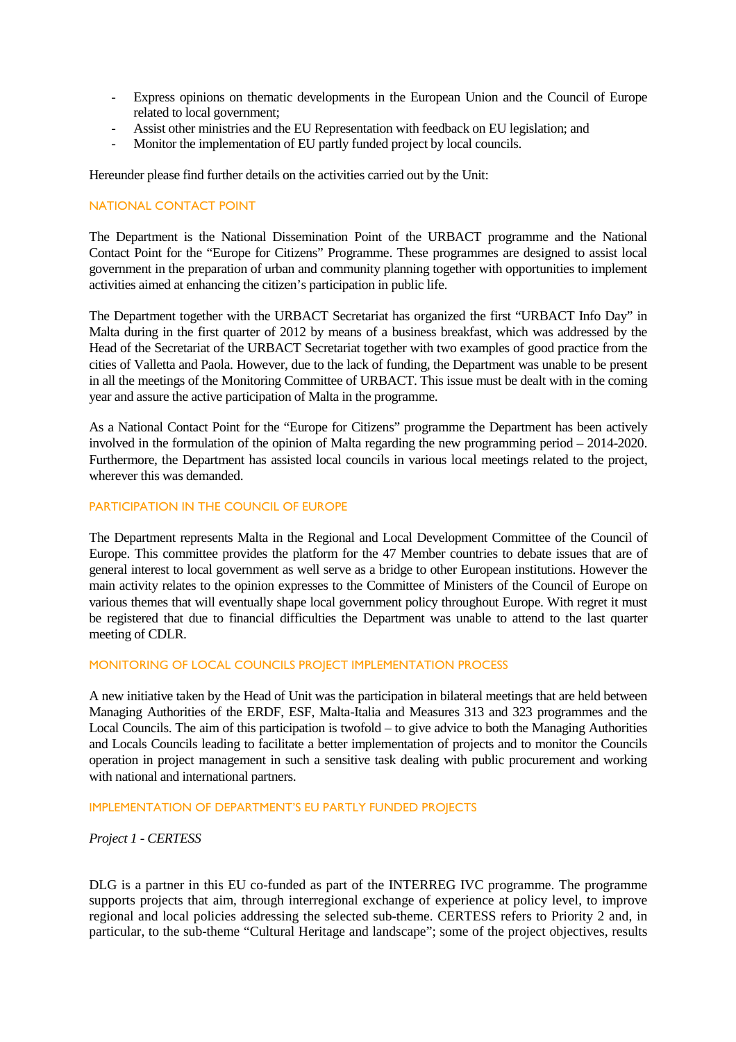- Express opinions on thematic developments in the European Union and the Council of Europe related to local government;
- Assist other ministries and the EU Representation with feedback on EU legislation; and
- Monitor the implementation of EU partly funded project by local councils.

Hereunder please find further details on the activities carried out by the Unit:

## NATIONAL CONTACT POINT

The Department is the National Dissemination Point of the URBACT programme and the National Contact Point for the "Europe for Citizens" Programme. These programmes are designed to assist local government in the preparation of urban and community planning together with opportunities to implement activities aimed at enhancing the citizen's participation in public life.

The Department together with the URBACT Secretariat has organized the first "URBACT Info Day" in Malta during in the first quarter of 2012 by means of a business breakfast, which was addressed by the Head of the Secretariat of the URBACT Secretariat together with two examples of good practice from the cities of Valletta and Paola. However, due to the lack of funding, the Department was unable to be present in all the meetings of the Monitoring Committee of URBACT. This issue must be dealt with in the coming year and assure the active participation of Malta in the programme.

As a National Contact Point for the "Europe for Citizens" programme the Department has been actively involved in the formulation of the opinion of Malta regarding the new programming period – 2014-2020. Furthermore, the Department has assisted local councils in various local meetings related to the project, wherever this was demanded.

## PARTICIPATION IN THE COUNCIL OF EUROPE

The Department represents Malta in the Regional and Local Development Committee of the Council of Europe. This committee provides the platform for the 47 Member countries to debate issues that are of general interest to local government as well serve as a bridge to other European institutions. However the main activity relates to the opinion expresses to the Committee of Ministers of the Council of Europe on various themes that will eventually shape local government policy throughout Europe. With regret it must be registered that due to financial difficulties the Department was unable to attend to the last quarter meeting of CDLR.

## MONITORING OF LOCAL COUNCILS PROJECT IMPLEMENTATION PROCESS

A new initiative taken by the Head of Unit was the participation in bilateral meetings that are held between Managing Authorities of the ERDF, ESF, Malta-Italia and Measures 313 and 323 programmes and the Local Councils. The aim of this participation is twofold – to give advice to both the Managing Authorities and Locals Councils leading to facilitate a better implementation of projects and to monitor the Councils operation in project management in such a sensitive task dealing with public procurement and working with national and international partners.

## IMPLEMENTATION OF DEPARTMENT'S EU PARTLY FUNDED PROJECTS

*Project 1 - CERTESS*

DLG is a partner in this EU co-funded as part of the INTERREG IVC programme. The programme supports projects that aim, through interregional exchange of experience at policy level, to improve regional and local policies addressing the selected sub-theme. CERTESS refers to Priority 2 and, in particular, to the sub-theme "Cultural Heritage and landscape"; some of the project objectives, results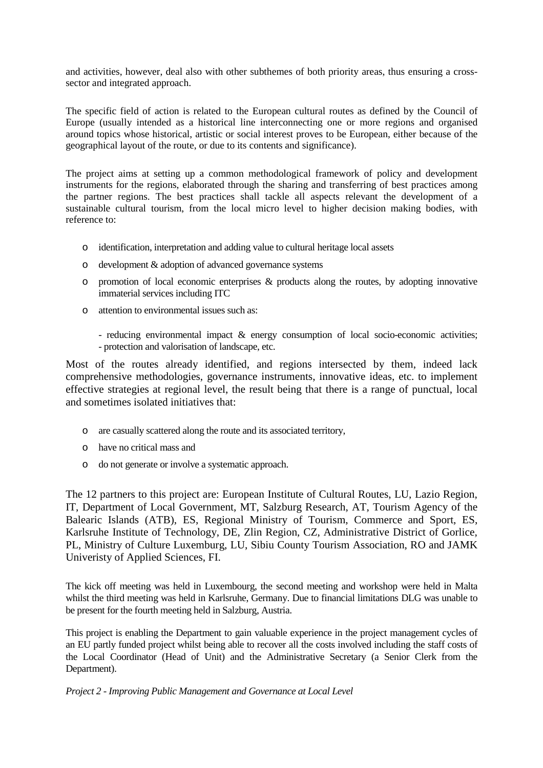and activities, however, deal also with other subthemes of both priority areas, thus ensuring a cross-sector and integrated approach.

The specific field of action is related to the European cultural routes as defined by the Council of Europe (usually intended as a historical line interconnecting one or more regions and organised around topics whose historical, artistic or social interest proves to be European, either because of the geographical layout of the route, or due to its contents and significance).

The project aims at setting up a common methodological framework of policy and development instruments for the regions, elaborated through the sharing and transferring of best practices among the partner regions. The best practices shall tackle all aspects relevant the development of a sustainable cultural tourism, from the local micro level to higher decision making bodies, with reference to:

- identification, interpretation and adding value to cultural heritage local assets
- development & adoption of advanced governance systems
- promotion of local economic enterprises & products along the routes, by adopting innovative immaterial services including ITC
- attention to environmental issues such as:

  - reducing environmental impact & energy consumption of local socio-economic activities;
  - protection and valorisation of landscape, etc.

Most of the routes already identified, and regions intersected by them, indeed lack comprehensive methodologies, governance instruments, innovative ideas, etc. to implement effective strategies at regional level, the result being that there is a range of punctual, local and sometimes isolated initiatives that:

- are casually scattered along the route and its associated territory,
- have no critical mass and
- do not generate or involve a systematic approach.

The 12 partners to this project are: European Institute of Cultural Routes, LU, Lazio Region, IT, Department of Local Government, MT, Salzburg Research, AT, Tourism Agency of the Balearic Islands (ATB), ES, Regional Ministry of Tourism, Commerce and Sport, ES, Karlsruhe Institute of Technology, DE, Zlin Region, CZ, Administrative District of Gorlice, PL, Ministry of Culture Luxemburg, LU, Sibiu County Tourism Association, RO and JAMK Univeristy of Applied Sciences, FI.

The kick off meeting was held in Luxembourg, the second meeting and workshop were held in Malta whilst the third meeting was held in Karlsruhe, Germany. Due to financial limitations DLG was unable to be present for the fourth meeting held in Salzburg, Austria.

This project is enabling the Department to gain valuable experience in the project management cycles of an EU partly funded project whilst being able to recover all the costs involved including the staff costs of the Local Coordinator (Head of Unit) and the Administrative Secretary (a Senior Clerk from the Department).

*Project 2 - Improving Public Management and Governance at Local Level*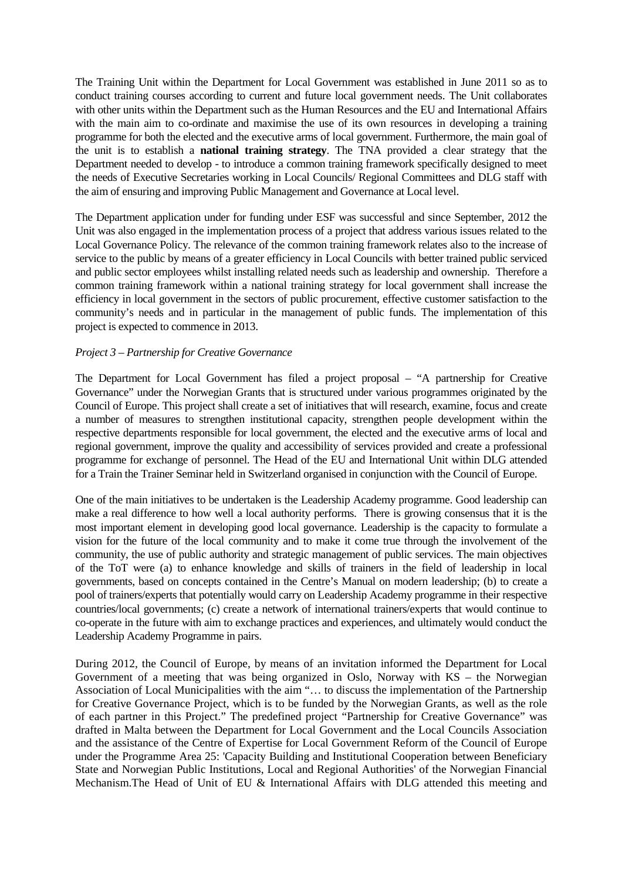The Training Unit within the Department for Local Government was established in June 2011 so as to conduct training courses according to current and future local government needs. The Unit collaborates with other units within the Department such as the Human Resources and the EU and International Affairs with the main aim to co-ordinate and maximise the use of its own resources in developing a training programme for both the elected and the executive arms of local government. Furthermore, the main goal of the unit is to establish a **national training strategy**. The TNA provided a clear strategy that the Department needed to develop - to introduce a common training framework specifically designed to meet the needs of Executive Secretaries working in Local Councils/ Regional Committees and DLG staff with the aim of ensuring and improving Public Management and Governance at Local level.

The Department application under for funding under ESF was successful and since September, 2012 the Unit was also engaged in the implementation process of a project that address various issues related to the Local Governance Policy. The relevance of the common training framework relates also to the increase of service to the public by means of a greater efficiency in Local Councils with better trained public serviced and public sector employees whilst installing related needs such as leadership and ownership. Therefore a common training framework within a national training strategy for local government shall increase the efficiency in local government in the sectors of public procurement, effective customer satisfaction to the community's needs and in particular in the management of public funds. The implementation of this project is expected to commence in 2013.

*Project 3 – Partnership for Creative Governance*

The Department for Local Government has filed a project proposal – "A partnership for Creative Governance" under the Norwegian Grants that is structured under various programmes originated by the Council of Europe. This project shall create a set of initiatives that will research, examine, focus and create a number of measures to strengthen institutional capacity, strengthen people development within the respective departments responsible for local government, the elected and the executive arms of local and regional government, improve the quality and accessibility of services provided and create a professional programme for exchange of personnel. The Head of the EU and International Unit within DLG attended for a Train the Trainer Seminar held in Switzerland organised in conjunction with the Council of Europe.

One of the main initiatives to be undertaken is the Leadership Academy programme. Good leadership can make a real difference to how well a local authority performs. There is growing consensus that it is the most important element in developing good local governance. Leadership is the capacity to formulate a vision for the future of the local community and to make it come true through the involvement of the community, the use of public authority and strategic management of public services. The main objectives of the ToT were (a) to enhance knowledge and skills of trainers in the field of leadership in local governments, based on concepts contained in the Centre's Manual on modern leadership; (b) to create a pool of trainers/experts that potentially would carry on Leadership Academy programme in their respective countries/local governments; (c) create a network of international trainers/experts that would continue to co-operate in the future with aim to exchange practices and experiences, and ultimately would conduct the Leadership Academy Programme in pairs.

During 2012, the Council of Europe, by means of an invitation informed the Department for Local Government of a meeting that was being organized in Oslo, Norway with KS – the Norwegian Association of Local Municipalities with the aim "… to discuss the implementation of the Partnership for Creative Governance Project, which is to be funded by the Norwegian Grants, as well as the role of each partner in this Project." The predefined project "Partnership for Creative Governance" was drafted in Malta between the Department for Local Government and the Local Councils Association and the assistance of the Centre of Expertise for Local Government Reform of the Council of Europe under the Programme Area 25: 'Capacity Building and Institutional Cooperation between Beneficiary State and Norwegian Public Institutions, Local and Regional Authorities' of the Norwegian Financial Mechanism.The Head of Unit of EU & International Affairs with DLG attended this meeting and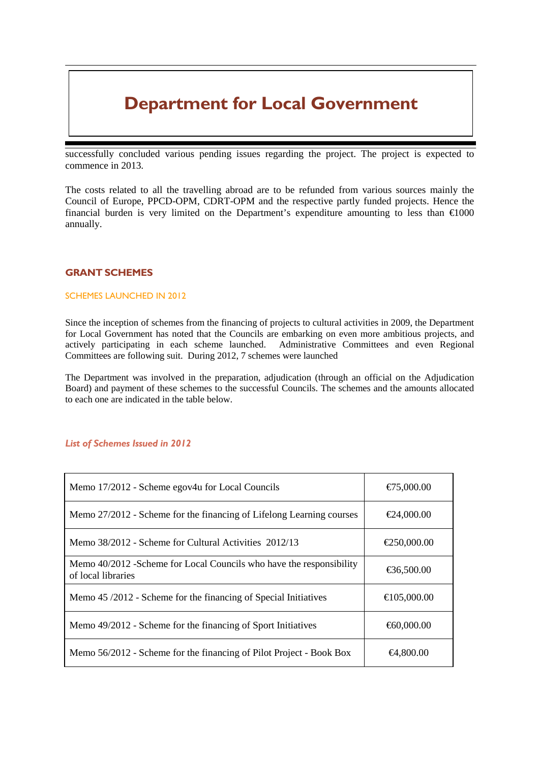successfully concluded various pending issues regarding the project. The project is expected to commence in 2013.

The costs related to all the travelling abroad are to be refunded from various sources mainly the Council of Europe, PPCD-OPM, CDRT-OPM and the respective partly funded projects. Hence the financial burden is very limited on the Department's expenditure amounting to less than €1000 annually.

## GRANT SCHEMES

### SCHEMES LAUNCHED IN 2012

Since the inception of schemes from the financing of projects to cultural activities in 2009, the Department for Local Government has noted that the Councils are embarking on even more ambitious projects, and actively participating in each scheme launched. Administrative Committees and even Regional Committees are following suit. During 2012, 7 schemes were launched

The Department was involved in the preparation, adjudication (through an official on the Adjudication Board) and payment of these schemes to the successful Councils. The schemes and the amounts allocated to each one are indicated in the table below.

#### *List of Schemes Issued in 2012*

| Scheme | Amount |
|---|---|
| Memo 17/2012 - Scheme egov4u for Local Councils | €75,000.00 |
| Memo 27/2012 - Scheme for the financing of Lifelong Learning courses | €24,000.00 |
| Memo 38/2012 - Scheme for Cultural Activities 2012/13 | €250,000.00 |
| Memo 40/2012 -Scheme for Local Councils who have the responsibility of local libraries | €36,500.00 |
| Memo 45 /2012 - Scheme for the financing of Special Initiatives | €105,000.00 |
| Memo 49/2012 - Scheme for the financing of Sport Initiatives | €60,000.00 |
| Memo 56/2012 - Scheme for the financing of Pilot Project - Book Box | €4,800.00 |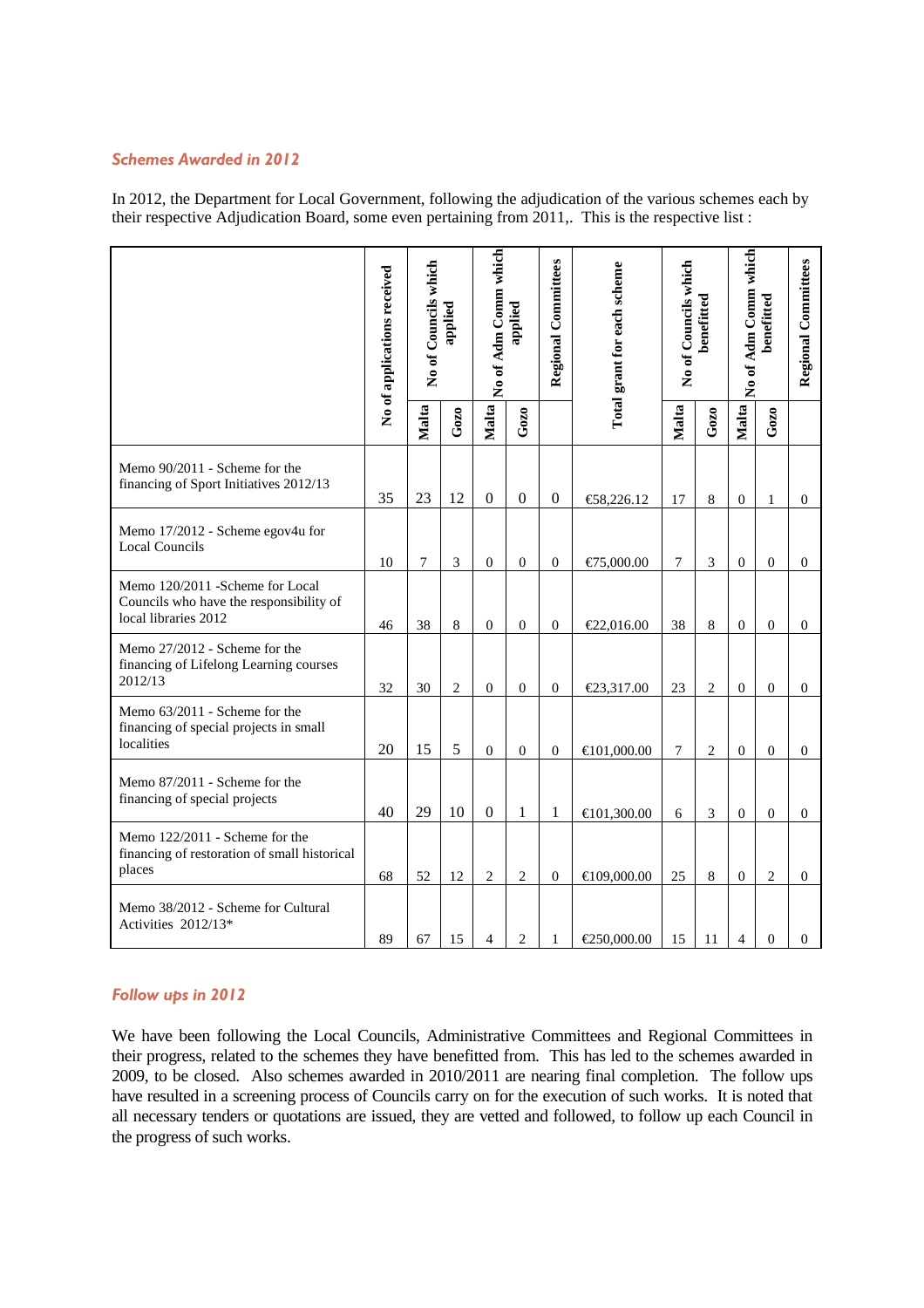### *Schemes Awarded in 2012*

In 2012, the Department for Local Government, following the adjudication of the various schemes each by their respective Adjudication Board, some even pertaining from 2011,. This is the respective list :

| | No of applications received | No of Councils which applied | | No of Adm Comm which applied | | Regional Committees | Total grant for each scheme | No of Councils which benefitted | | No of Adm Comm which benefitted | | Regional Committees |
|---|---|---|---|---|---|---|---|---|---|---|---|---|
| | | Malta | Gozo | Malta | Gozo | | | Malta | Gozo | Malta | Gozo | |
| Memo 90/2011 - Scheme for the financing of Sport Initiatives 2012/13 | 35 | 23 | 12 | 0 | 0 | 0 | €58,226.12 | 17 | 8 | 0 | 1 | 0 |
| Memo 17/2012 - Scheme egov4u for Local Councils | 10 | 7 | 3 | 0 | 0 | 0 | €75,000.00 | 7 | 3 | 0 | 0 | 0 |
| Memo 120/2011 -Scheme for Local Councils who have the responsibility of local libraries 2012 | 46 | 38 | 8 | 0 | 0 | 0 | €22,016.00 | 38 | 8 | 0 | 0 | 0 |
| Memo 27/2012 - Scheme for the financing of Lifelong Learning courses 2012/13 | 32 | 30 | 2 | 0 | 0 | 0 | €23,317.00 | 23 | 2 | 0 | 0 | 0 |
| Memo 63/2011 - Scheme for the financing of special projects in small localities | 20 | 15 | 5 | 0 | 0 | 0 | €101,000.00 | 7 | 2 | 0 | 0 | 0 |
| Memo 87/2011 - Scheme for the financing of special projects | 40 | 29 | 10 | 0 | 1 | 1 | €101,300.00 | 6 | 3 | 0 | 0 | 0 |
| Memo 122/2011 - Scheme for the financing of restoration of small historical places | 68 | 52 | 12 | 2 | 2 | 0 | €109,000.00 | 25 | 8 | 0 | 2 | 0 |
| Memo 38/2012 - Scheme for Cultural Activities 2012/13* | 89 | 67 | 15 | 4 | 2 | 1 | €250,000.00 | 15 | 11 | 4 | 0 | 0 |

### *Follow ups in 2012*

We have been following the Local Councils, Administrative Committees and Regional Committees in their progress, related to the schemes they have benefitted from. This has led to the schemes awarded in 2009, to be closed. Also schemes awarded in 2010/2011 are nearing final completion. The follow ups have resulted in a screening process of Councils carry on for the execution of such works. It is noted that all necessary tenders or quotations are issued, they are vetted and followed, to follow up each Council in the progress of such works.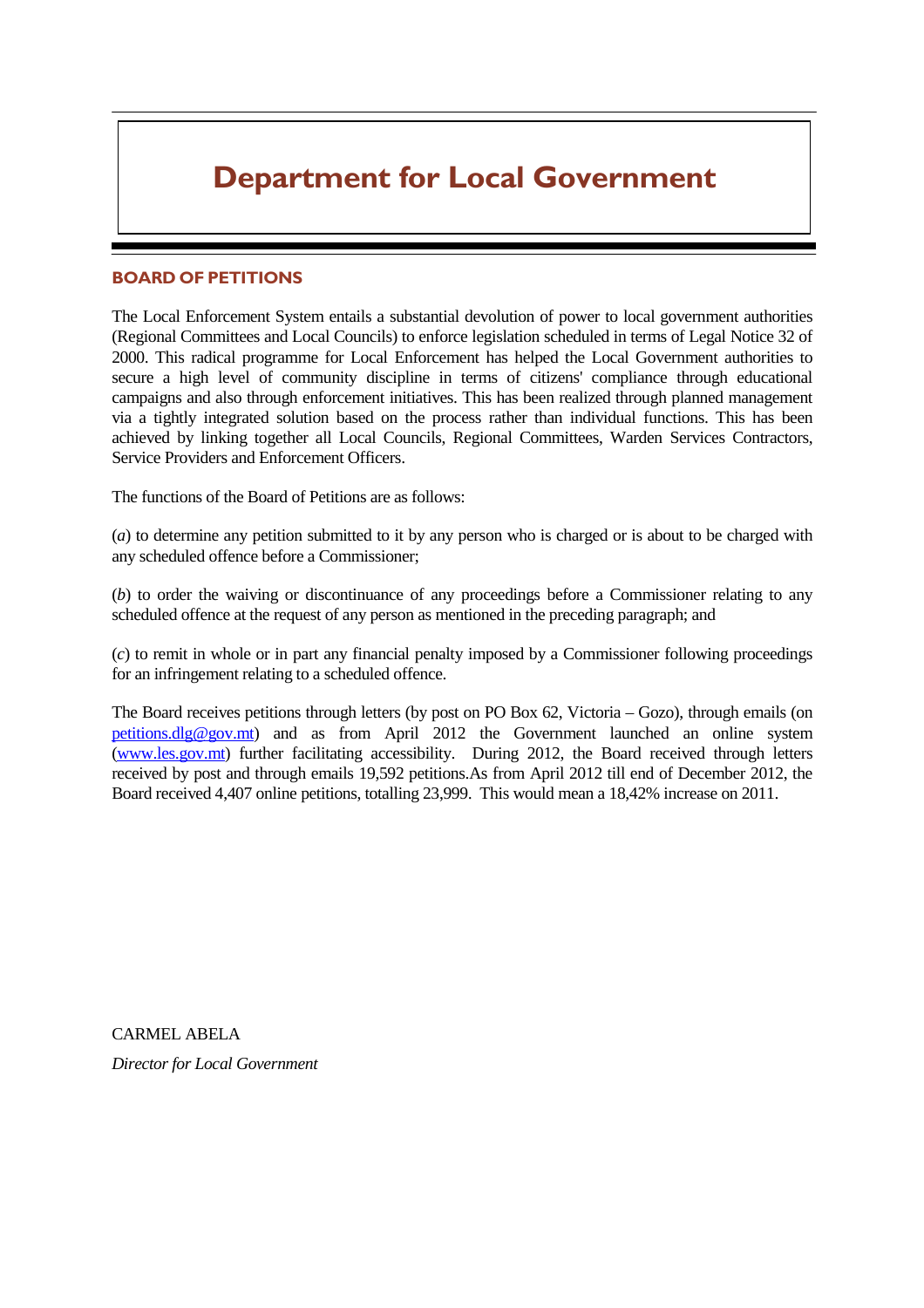# Department for Local Government

## BOARD OF PETITIONS

The Local Enforcement System entails a substantial devolution of power to local government authorities (Regional Committees and Local Councils) to enforce legislation scheduled in terms of Legal Notice 32 of 2000. This radical programme for Local Enforcement has helped the Local Government authorities to secure a high level of community discipline in terms of citizens' compliance through educational campaigns and also through enforcement initiatives. This has been realized through planned management via a tightly integrated solution based on the process rather than individual functions. This has been achieved by linking together all Local Councils, Regional Committees, Warden Services Contractors, Service Providers and Enforcement Officers.

The functions of the Board of Petitions are as follows:

(*a*) to determine any petition submitted to it by any person who is charged or is about to be charged with any scheduled offence before a Commissioner;

(*b*) to order the waiving or discontinuance of any proceedings before a Commissioner relating to any scheduled offence at the request of any person as mentioned in the preceding paragraph; and

(*c*) to remit in whole or in part any financial penalty imposed by a Commissioner following proceedings for an infringement relating to a scheduled offence.

The Board receives petitions through letters (by post on PO Box 62, Victoria – Gozo), through emails (on petitions.dlg@gov.mt) and as from April 2012 the Government launched an online system (www.les.gov.mt) further facilitating accessibility. During 2012, the Board received through letters received by post and through emails 19,592 petitions.As from April 2012 till end of December 2012, the Board received 4,407 online petitions, totalling 23,999. This would mean a 18,42% increase on 2011.

CARMEL ABELA

*Director for Local Government*